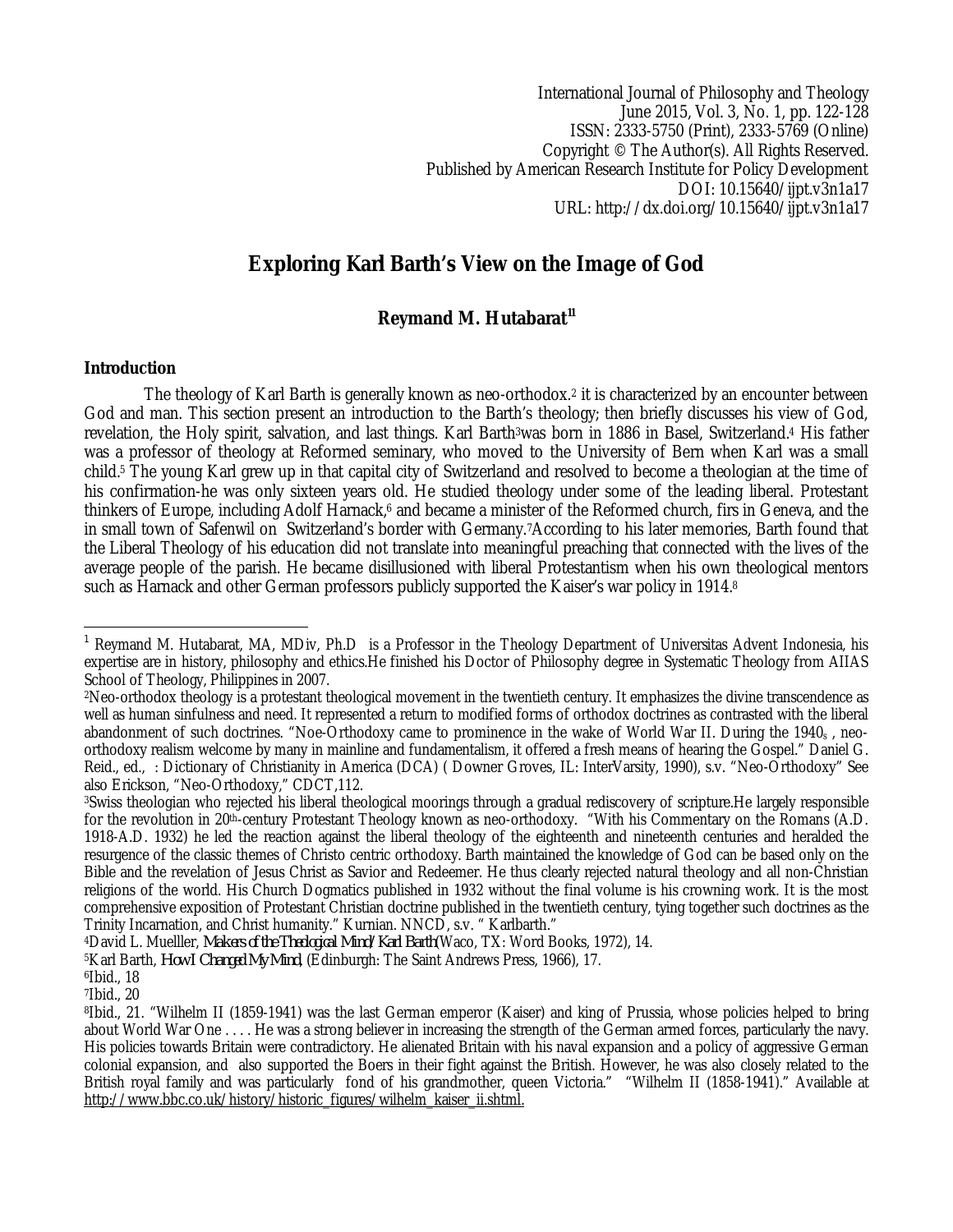International Journal of Philosophy and Theology
June 2015, Vol. 3, No. 1, pp. 122-128
ISSN: 2333-5750 (Print), 2333-5769 (Online)
Copyright © The Author(s). All Rights Reserved.
Published by American Research Institute for Policy Development
DOI: 10.15640/ijpt.v3n1a17
URL: http://dx.doi.org/10.15640/ijpt.v3n1a17

# Exploring Karl Barth's View on the Image of God

## Reymand M. Hutabarat[1]

### Introduction

The theology of Karl Barth is generally known as neo-orthodox.[2] it is characterized by an encounter between God and man. This section present an introduction to the Barth's theology; then briefly discusses his view of God, revelation, the Holy spirit, salvation, and last things. Karl Barth[3]was born in 1886 in Basel, Switzerland.[4] His father was a professor of theology at Reformed seminary, who moved to the University of Bern when Karl was a small child.[5] The young Karl grew up in that capital city of Switzerland and resolved to become a theologian at the time of his confirmation-he was only sixteen years old. He studied theology under some of the leading liberal. Protestant thinkers of Europe, including Adolf Harnack,[6] and became a minister of the Reformed church, firs in Geneva, and the in small town of Safenwil on Switzerland's border with Germany.[7]According to his later memories, Barth found that the Liberal Theology of his education did not translate into meaningful preaching that connected with the lives of the average people of the parish. He became disillusioned with liberal Protestantism when his own theological mentors such as Harnack and other German professors publicly supported the Kaiser's war policy in 1914.[8]

---

[1] Reymand M. Hutabarat, MA, MDiv, Ph.D is a Professor in the Theology Department of Universitas Advent Indonesia, his expertise are in history, philosophy and ethics.He finished his Doctor of Philosophy degree in Systematic Theology from AIIAS School of Theology, Philippines in 2007.

[2]Neo-orthodox theology is a protestant theological movement in the twentieth century. It emphasizes the divine transcendence as well as human sinfulness and need. It represented a return to modified forms of orthodox doctrines as contrasted with the liberal abandonment of such doctrines. "Noe-Orthodoxy came to prominence in the wake of World War II. During the 1940$_s$ , neo-orthodoxy realism welcome by many in mainline and fundamentalism, it offered a fresh means of hearing the Gospel." Daniel G. Reid., ed., : Dictionary of Christianity in America (DCA) ( Downer Groves, IL: InterVarsity, 1990), s.v. "Neo-Orthodoxy" See also Erickson, "Neo-Orthodoxy," CDCT,112.

[3]Swiss theologian who rejected his liberal theological moorings through a gradual rediscovery of scripture.He largely responsible for the revolution in 20th-century Protestant Theology known as neo-orthodoxy. "With his Commentary on the Romans (A.D. 1918-A.D. 1932) he led the reaction against the liberal theology of the eighteenth and nineteenth centuries and heralded the resurgence of the classic themes of Christo centric orthodoxy. Barth maintained the knowledge of God can be based only on the Bible and the revelation of Jesus Christ as Savior and Redeemer. He thus clearly rejected natural theology and all non-Christian religions of the world. His Church Dogmatics published in 1932 without the final volume is his crowning work. It is the most comprehensive exposition of Protestant Christian doctrine published in the twentieth century, tying together such doctrines as the Trinity Incarnation, and Christ humanity." Kurnian. NNCD, s.v. " Karlbarth."

[4]David L. Muelller, *Makers of the Theological Mind/ Karl Barth*(Waco, TX: Word Books, 1972), 14.

[5]Karl Barth, *How I Changed My Mind*, (Edinburgh: The Saint Andrews Press, 1966), 17.

[6]Ibid., 18

[7]Ibid., 20

[8]Ibid., 21. "Wilhelm II (1859-1941) was the last German emperor (Kaiser) and king of Prussia, whose policies helped to bring about World War One . . . . He was a strong believer in increasing the strength of the German armed forces, particularly the navy. His policies towards Britain were contradictory. He alienated Britain with his naval expansion and a policy of aggressive German colonial expansion, and also supported the Boers in their fight against the British. However, he was also closely related to the British royal family and was particularly fond of his grandmother, queen Victoria." "Wilhelm II (1858-1941)." Available at http://www.bbc.co.uk/history/historic_figures/wilhelm_kaiser_ii.shtml.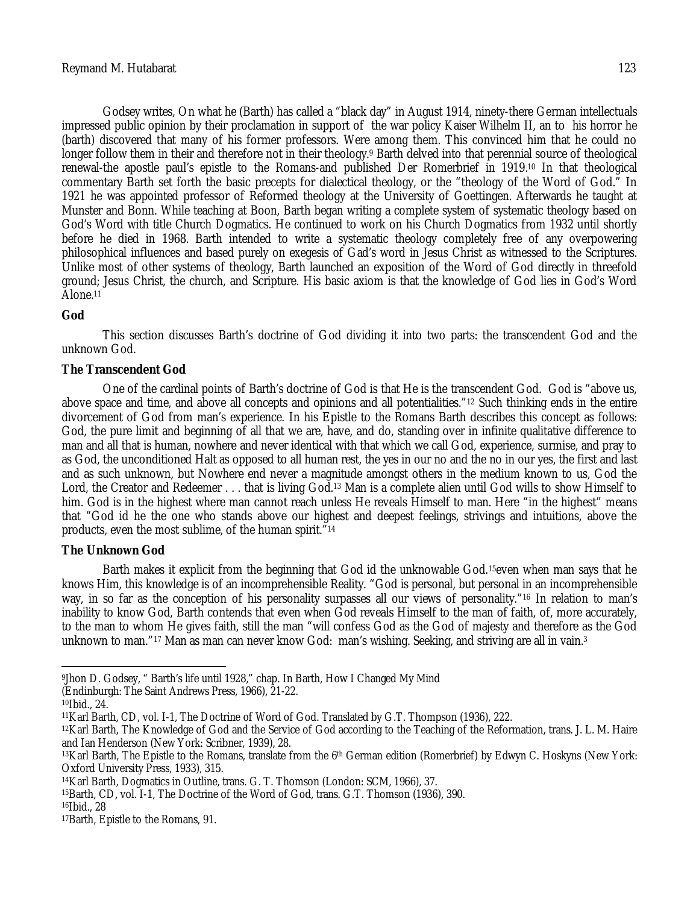Godsey writes, On what he (Barth) has called a "black day" in August 1914, ninety-there German intellectuals impressed public opinion by their proclamation in support of the war policy Kaiser Wilhelm II, an to his horror he (barth) discovered that many of his former professors. Were among them. This convinced him that he could no longer follow them in their and therefore not in their theology.[9] Barth delved into that perennial source of theological renewal-the apostle paul's epistle to the Romans-and published Der Romerbrief in 1919.[10] In that theological commentary Barth set forth the basic precepts for dialectical theology, or the "theology of the Word of God." In 1921 he was appointed professor of Reformed theology at the University of Goettingen. Afterwards he taught at Munster and Bonn. While teaching at Boon, Barth began writing a complete system of systematic theology based on God's Word with title Church Dogmatics. He continued to work on his Church Dogmatics from 1932 until shortly before he died in 1968. Barth intended to write a systematic theology completely free of any overpowering philosophical influences and based purely on exegesis of Gad's word in Jesus Christ as witnessed to the Scriptures. Unlike most of other systems of theology, Barth launched an exposition of the Word of God directly in threefold ground; Jesus Christ, the church, and Scripture. His basic axiom is that the knowledge of God lies in God's Word Alone.[11]

**God**

This section discusses Barth's doctrine of God dividing it into two parts: the transcendent God and the unknown God.

**The Transcendent God**

One of the cardinal points of Barth's doctrine of God is that He is the transcendent God. God is "above us, above space and time, and above all concepts and opinions and all potentialities."[12] Such thinking ends in the entire divorcement of God from man's experience. In his Epistle to the Romans Barth describes this concept as follows: God, the pure limit and beginning of all that we are, have, and do, standing over in infinite qualitative difference to man and all that is human, nowhere and never identical with that which we call God, experience, surmise, and pray to as God, the unconditioned Halt as opposed to all human rest, the yes in our no and the no in our yes, the first and last and as such unknown, but Nowhere end never a magnitude amongst others in the medium known to us, God the Lord, the Creator and Redeemer . . . that is living God.[13] Man is a complete alien until God wills to show Himself to him. God is in the highest where man cannot reach unless He reveals Himself to man. Here "in the highest" means that "God id he the one who stands above our highest and deepest feelings, strivings and intuitions, above the products, even the most sublime, of the human spirit."[14]

**The Unknown God**

Barth makes it explicit from the beginning that God id the unknowable God.[15]even when man says that he knows Him, this knowledge is of an incomprehensible Reality. "God is personal, but personal in an incomprehensible way, in so far as the conception of his personality surpasses all our views of personality."[16] In relation to man's inability to know God, Barth contends that even when God reveals Himself to the man of faith, of, more accurately, to the man to whom He gives faith, still the man "will confess God as the God of majesty and therefore as the God unknown to man."[17] Man as man can never know God: man's wishing. Seeking, and striving are all in vain.[3]

---

[9]Jhon D. Godsey, " Barth's life until 1928," chap. In Barth, How I Changed My Mind (Endinburgh: The Saint Andrews Press, 1966), 21-22.

[10]Ibid., 24.

[11]Karl Barth, CD, vol. I-1, The Doctrine of Word of God. Translated by G.T. Thompson (1936), 222.

[12]Karl Barth, The Knowledge of God and the Service of God according to the Teaching of the Reformation, trans. J. L. M. Haire and Ian Henderson (New York: Scribner, 1939), 28.

[13]Karl Barth, The Epistle to the Romans, translate from the 6th German edition (Romerbrief) by Edwyn C. Hoskyns (New York: Oxford University Press, 1933), 315.

[14]Karl Barth, Dogmatics in Outline, trans. G. T. Thomson (London: SCM, 1966), 37.

[15]Barth, CD, vol. I-1, The Doctrine of the Word of God, trans. G.T. Thomson (1936), 390.

[16]Ibid., 28

[17]Barth, Epistle to the Romans, 91.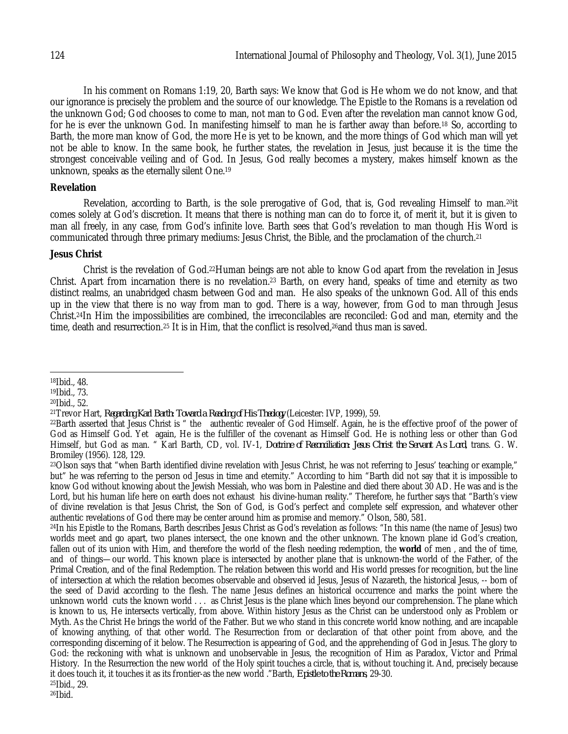In his comment on Romans 1:19, 20, Barth says: We know that God is He whom we do not know, and that our ignorance is precisely the problem and the source of our knowledge. The Epistle to the Romans is a revelation od the unknown God; God chooses to come to man, not man to God. Even after the revelation man cannot know God, for he is ever the unknown God. In manifesting himself to man he is farther away than before.[18] So, according to Barth, the more man know of God, the more He is yet to be known, and the more things of God which man will yet not be able to know. In the same book, he further states, the revelation in Jesus, just because it is the time the strongest conceivable veiling and of God. In Jesus, God really becomes a mystery, makes himself known as the unknown, speaks as the eternally silent One.[19]

**Revelation**

Revelation, according to Barth, is the sole prerogative of God, that is, God revealing Himself to man.[20]it comes solely at God's discretion. It means that there is nothing man can do to force it, of merit it, but it is given to man all freely, in any case, from God's infinite love. Barth sees that God's revelation to man though His Word is communicated through three primary mediums: Jesus Christ, the Bible, and the proclamation of the church.[21]

**Jesus Christ**

Christ is the revelation of God.[22]Human beings are not able to know God apart from the revelation in Jesus Christ. Apart from incarnation there is no revelation.[23] Barth, on every hand, speaks of time and eternity as two distinct realms, an unabridged chasm between God and man. He also speaks of the unknown God. All of this ends up in the view that there is no way from man to god. There is a way, however, from God to man through Jesus Christ.[24]In Him the impossibilities are combined, the irreconcilables are reconciled: God and man, eternity and the time, death and resurrection.[25] It is in Him, that the conflict is resolved,[26]and thus man is saved.

---

[18]Ibid., 48.

[19]Ibid., 73.

[20]Ibid., 52.

[21]Trevor Hart, *Regarding Karl Barth: Toward a Reading of His Theology* (Leicester: IVP, 1999), 59.

[22]Barth asserted that Jesus Christ is " the authentic revealer of God Himself. Again, he is the effective proof of the power of God as Himself God. Yet again, He is the fulfiller of the covenant as Himself God. He is nothing less or other than God Himself, but God as man. " Karl Barth, CD, vol. IV-1, *Doctrine of Reconciliation: Jesus Christ the Servant As Lord*, trans. G. W. Bromiley (1956). 128, 129.

[23]Olson says that "when Barth identified divine revelation with Jesus Christ, he was not referring to Jesus' teaching or example," but" he was referring to the person od Jesus in time and eternity." According to him "Barth did not say that it is impossible to know God without knowing about the Jewish Messiah, who was born in Palestine and died there about 30 AD. He was and is the Lord, but his human life here on earth does not exhaust his divine-human reality." Therefore, he further says that "Barth's view of divine revelation is that Jesus Christ, the Son of God, is God's perfect and complete self expression, and whatever other authentic revelations of God there may be center around him as promise and memory." Olson, 580, 581.

[24]In his Epistle to the Romans, Barth describes Jesus Christ as God's revelation as follows: "In this name (the name of Jesus) two worlds meet and go apart, two planes intersect, the one known and the other unknown. The known plane id God's creation, fallen out of its union with Him, and therefore the world of the flesh needing redemption, the **world** of men , and the of time, and of things—our world. This known place is intersected by another plane that is unknown-the world of the Father, of the Primal Creation, and of the final Redemption. The relation between this world and His world presses for recognition, but the line of intersection at which the relation becomes observable and observed id Jesus, Jesus of Nazareth, the historical Jesus, -- born of the seed of David according to the flesh. The name Jesus defines an historical occurrence and marks the point where the unknown world cuts the known world . . . as Christ Jesus is the plane which lines beyond our comprehension. The plane which is known to us, He intersects vertically, from above. Within history Jesus as the Christ can be understood only as Problem or Myth. As the Christ He brings the world of the Father. But we who stand in this concrete world know nothing, and are incapable of knowing anything, of that other world. The Resurrection from or declaration of that other point from above, and the corresponding discerning of it below. The Resurrection is appearing of God, and the apprehending of God in Jesus. The glory to God: the reckoning with what is unknown and unobservable in Jesus, the recognition of Him as Paradox, Victor and Primal History. In the Resurrection the new world of the Holy spirit touches a circle, that is, without touching it. And, precisely because it does touch it, it touches it as its frontier-as the new world ."Barth, *Epistle to the Romans*, 29-30.

[25]Ibid., 29.

[26]Ibid.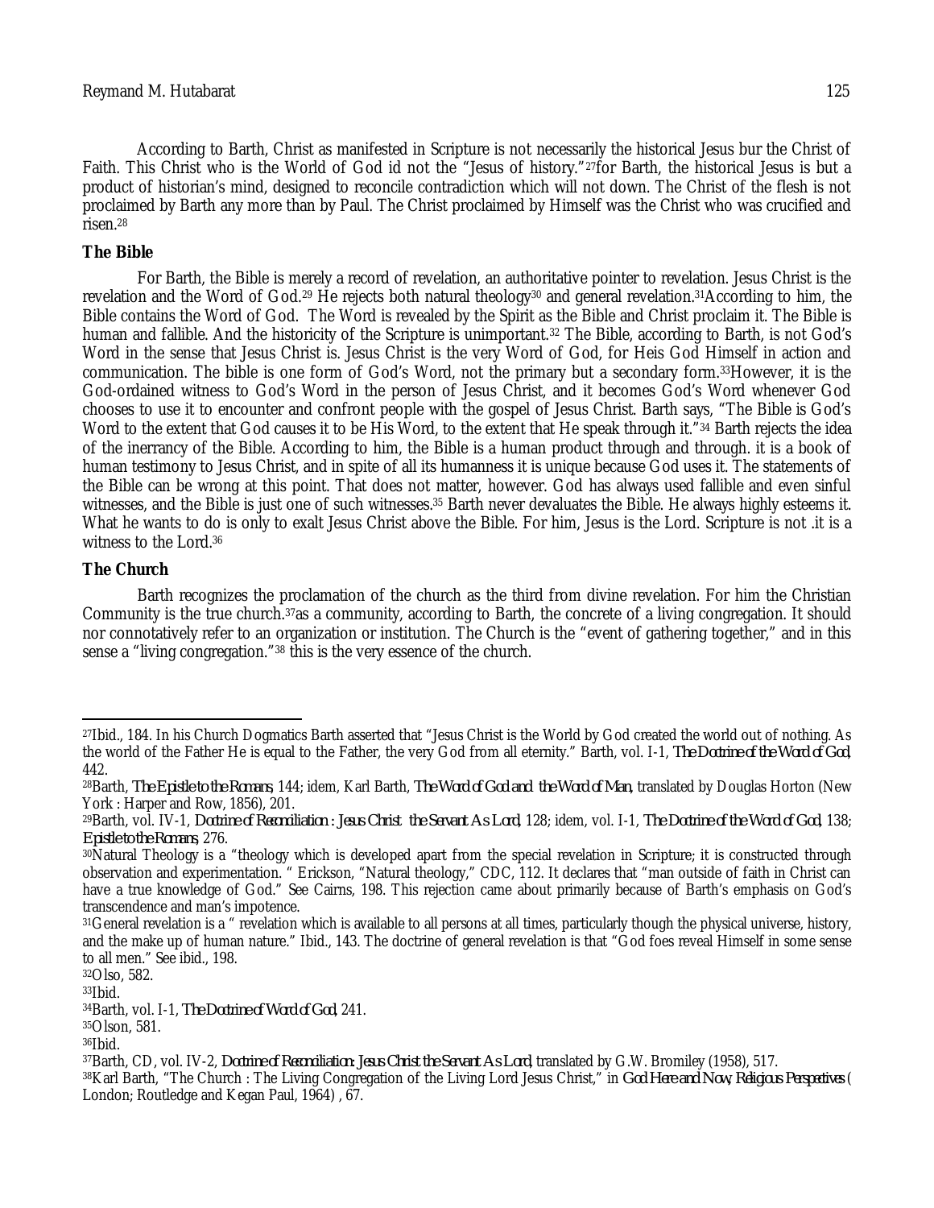According to Barth, Christ as manifested in Scripture is not necessarily the historical Jesus bur the Christ of Faith. This Christ who is the World of God id not the "Jesus of history."[27]for Barth, the historical Jesus is but a product of historian's mind, designed to reconcile contradiction which will not down. The Christ of the flesh is not proclaimed by Barth any more than by Paul. The Christ proclaimed by Himself was the Christ who was crucified and risen.[28]

**The Bible**

For Barth, the Bible is merely a record of revelation, an authoritative pointer to revelation. Jesus Christ is the revelation and the Word of God.[29] He rejects both natural theology[30] and general revelation.[31]According to him, the Bible contains the Word of God. The Word is revealed by the Spirit as the Bible and Christ proclaim it. The Bible is human and fallible. And the historicity of the Scripture is unimportant.[32] The Bible, according to Barth, is not God's Word in the sense that Jesus Christ is. Jesus Christ is the very Word of God, for Heis God Himself in action and communication. The bible is one form of God's Word, not the primary but a secondary form.[33]However, it is the God-ordained witness to God's Word in the person of Jesus Christ, and it becomes God's Word whenever God chooses to use it to encounter and confront people with the gospel of Jesus Christ. Barth says, "The Bible is God's Word to the extent that God causes it to be His Word, to the extent that He speak through it."[34] Barth rejects the idea of the inerrancy of the Bible. According to him, the Bible is a human product through and through. it is a book of human testimony to Jesus Christ, and in spite of all its humanness it is unique because God uses it. The statements of the Bible can be wrong at this point. That does not matter, however. God has always used fallible and even sinful witnesses, and the Bible is just one of such witnesses.[35] Barth never devaluates the Bible. He always highly esteems it. What he wants to do is only to exalt Jesus Christ above the Bible. For him, Jesus is the Lord. Scripture is not .it is a witness to the Lord.[36]

**The Church**

Barth recognizes the proclamation of the church as the third from divine revelation. For him the Christian Community is the true church.[37]as a community, according to Barth, the concrete of a living congregation. It should nor connotatively refer to an organization or institution. The Church is the "event of gathering together," and in this sense a "living congregation."[38] this is the very essence of the church.

---

[27]Ibid., 184. In his Church Dogmatics Barth asserted that "Jesus Christ is the World by God created the world out of nothing. As the world of the Father He is equal to the Father, the very God from all eternity." Barth, vol. I-1, *The Doctrine of the Word of God*, 442.

[28]Barth, *The Epistle to the Romans*, 144; idem, Karl Barth, *The Word of God and the Word of Man*, translated by Douglas Horton (New York : Harper and Row, 1856), 201.

[29]Barth, vol. IV-1, *Doctrine of Reconciliation : Jesus Christ the Servant As Lord*, 128; idem, vol. I-1, *The Doctrine of the Word of God*, 138; *Epistle to the Romans*, 276.

[30]Natural Theology is a "theology which is developed apart from the special revelation in Scripture; it is constructed through observation and experimentation. " Erickson, "Natural theology," CDC, 112. It declares that "man outside of faith in Christ can have a true knowledge of God." See Cairns, 198. This rejection came about primarily because of Barth's emphasis on God's transcendence and man's impotence.

[31]General revelation is a " revelation which is available to all persons at all times, particularly though the physical universe, history, and the make up of human nature." Ibid., 143. The doctrine of general revelation is that "God foes reveal Himself in some sense to all men." See ibid., 198.

[32]Olso, 582.

[33]Ibid.

[34]Barth, vol. I-1, *The Doctrine of Word of God*, 241.

[35]Olson, 581.

[36]Ibid.

[37]Barth, CD, vol. IV-2, *Doctrine of Reconciliation: Jesus Christ the Servant As Lord*, translated by G.W. Bromiley (1958), 517.

[38]Karl Barth, "The Church : The Living Congregation of the Living Lord Jesus Christ," in *God Here and Now, Religious Perspectives* ( London; Routledge and Kegan Paul, 1964) , 67.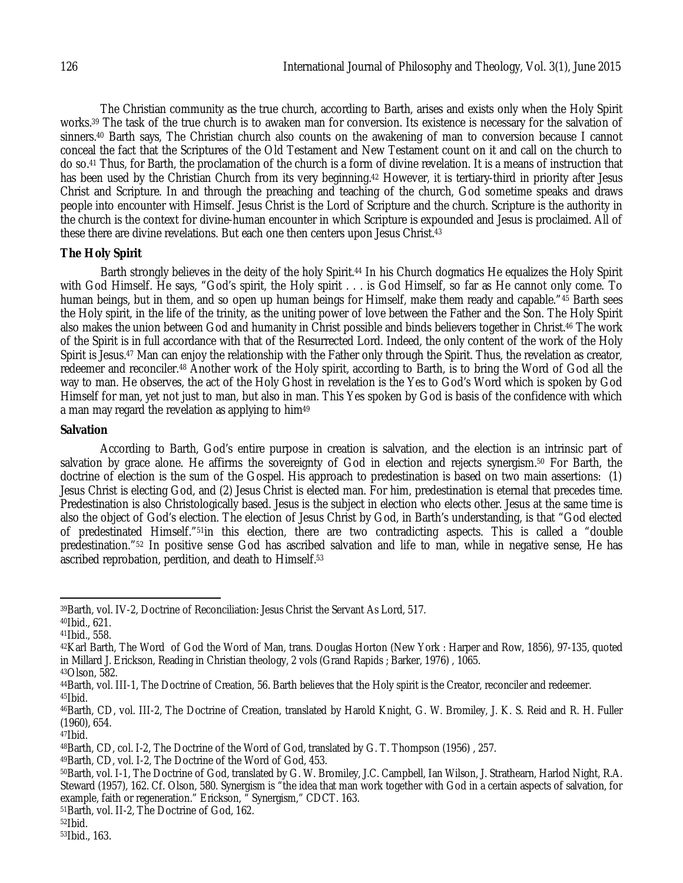The Christian community as the true church, according to Barth, arises and exists only when the Holy Spirit works.[39] The task of the true church is to awaken man for conversion. Its existence is necessary for the salvation of sinners.[40] Barth says, The Christian church also counts on the awakening of man to conversion because I cannot conceal the fact that the Scriptures of the Old Testament and New Testament count on it and call on the church to do so.[41] Thus, for Barth, the proclamation of the church is a form of divine revelation. It is a means of instruction that has been used by the Christian Church from its very beginning.[42] However, it is tertiary-third in priority after Jesus Christ and Scripture. In and through the preaching and teaching of the church, God sometime speaks and draws people into encounter with Himself. Jesus Christ is the Lord of Scripture and the church. Scripture is the authority in the church is the context for divine-human encounter in which Scripture is expounded and Jesus is proclaimed. All of these there are divine revelations. But each one then centers upon Jesus Christ.[43]

**The Holy Spirit**

Barth strongly believes in the deity of the holy Spirit.[44] In his Church dogmatics He equalizes the Holy Spirit with God Himself. He says, "God's spirit, the Holy spirit . . . is God Himself, so far as He cannot only come. To human beings, but in them, and so open up human beings for Himself, make them ready and capable."[45] Barth sees the Holy spirit, in the life of the trinity, as the uniting power of love between the Father and the Son. The Holy Spirit also makes the union between God and humanity in Christ possible and binds believers together in Christ.[46] The work of the Spirit is in full accordance with that of the Resurrected Lord. Indeed, the only content of the work of the Holy Spirit is Jesus.[47] Man can enjoy the relationship with the Father only through the Spirit. Thus, the revelation as creator, redeemer and reconciler.[48] Another work of the Holy spirit, according to Barth, is to bring the Word of God all the way to man. He observes, the act of the Holy Ghost in revelation is the Yes to God's Word which is spoken by God Himself for man, yet not just to man, but also in man. This Yes spoken by God is basis of the confidence with which a man may regard the revelation as applying to him[49]

**Salvation**

According to Barth, God's entire purpose in creation is salvation, and the election is an intrinsic part of salvation by grace alone. He affirms the sovereignty of God in election and rejects synergism.[50] For Barth, the doctrine of election is the sum of the Gospel. His approach to predestination is based on two main assertions: (1) Jesus Christ is electing God, and (2) Jesus Christ is elected man. For him, predestination is eternal that precedes time. Predestination is also Christologically based. Jesus is the subject in election who elects other. Jesus at the same time is also the object of God's election. The election of Jesus Christ by God, in Barth's understanding, is that "God elected of predestinated Himself."[51]in this election, there are two contradicting aspects. This is called a "double predestination."[52] In positive sense God has ascribed salvation and life to man, while in negative sense, He has ascribed reprobation, perdition, and death to Himself.[53]

---

[39]Barth, vol. IV-2, Doctrine of Reconciliation: Jesus Christ the Servant As Lord, 517.

[40]Ibid., 621.

[41]Ibid., 558.

[42]Karl Barth, The Word of God the Word of Man, trans. Douglas Horton (New York : Harper and Row, 1856), 97-135, quoted in Millard J. Erickson, Reading in Christian theology, 2 vols (Grand Rapids ; Barker, 1976) , 1065.

[43]Olson, 582.

[44]Barth, vol. III-1, The Doctrine of Creation, 56. Barth believes that the Holy spirit is the Creator, reconciler and redeemer.

[45]Ibid.

[46]Barth, CD, vol. III-2, The Doctrine of Creation, translated by Harold Knight, G. W. Bromiley, J. K. S. Reid and R. H. Fuller (1960), 654.

[47]Ibid.

[48]Barth, CD, col. I-2, The Doctrine of the Word of God, translated by G. T. Thompson (1956) , 257.

[49]Barth, CD, vol. I-2, The Doctrine of the Word of God, 453.

[50]Barth, vol. I-1, The Doctrine of God, translated by G. W. Bromiley, J.C. Campbell, Ian Wilson, J. Strathearn, Harlod Night, R.A. Steward (1957), 162. Cf. Olson, 580. Synergism is "the idea that man work together with God in a certain aspects of salvation, for example, faith or regeneration." Erickson, " Synergism," CDCT. 163.

[51]Barth, vol. II-2, The Doctrine of God, 162.

[52]Ibid.

[53]Ibid., 163.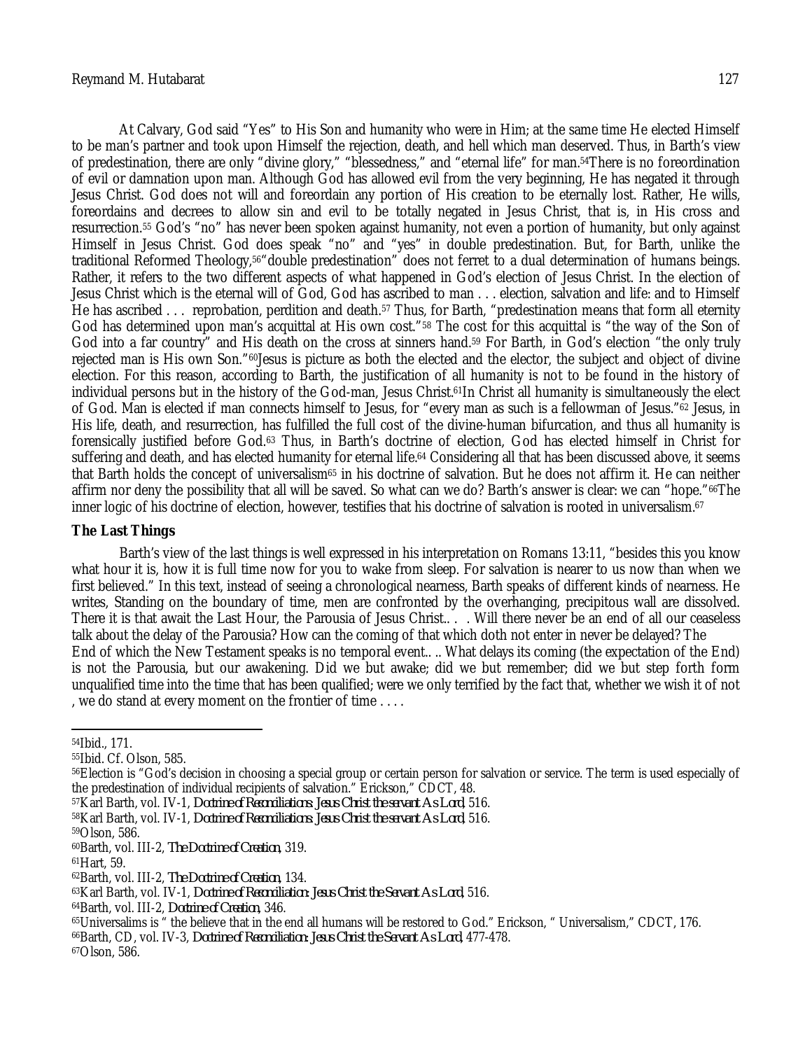At Calvary, God said "Yes" to His Son and humanity who were in Him; at the same time He elected Himself to be man's partner and took upon Himself the rejection, death, and hell which man deserved. Thus, in Barth's view of predestination, there are only "divine glory," "blessedness," and "eternal life" for man.[54] There is no foreordination of evil or damnation upon man. Although God has allowed evil from the very beginning, He has negated it through Jesus Christ. God does not will and foreordain any portion of His creation to be eternally lost. Rather, He wills, foreordains and decrees to allow sin and evil to be totally negated in Jesus Christ, that is, in His cross and resurrection.[55] God's "no" has never been spoken against humanity, not even a portion of humanity, but only against Himself in Jesus Christ. God does speak "no" and "yes" in double predestination. But, for Barth, unlike the traditional Reformed Theology,[56] "double predestination" does not ferret to a dual determination of humans beings. Rather, it refers to the two different aspects of what happened in God's election of Jesus Christ. In the election of Jesus Christ which is the eternal will of God, God has ascribed to man . . . election, salvation and life: and to Himself He has ascribed . . . reprobation, perdition and death.[57] Thus, for Barth, "predestination means that form all eternity God has determined upon man's acquittal at His own cost."[58] The cost for this acquittal is "the way of the Son of God into a far country" and His death on the cross at sinners hand.[59] For Barth, in God's election "the only truly rejected man is His own Son."[60] Jesus is picture as both the elected and the elector, the subject and object of divine election. For this reason, according to Barth, the justification of all humanity is not to be found in the history of individual persons but in the history of the God-man, Jesus Christ.[61] In Christ all humanity is simultaneously the elect of God. Man is elected if man connects himself to Jesus, for "every man as such is a fellowman of Jesus."[62] Jesus, in His life, death, and resurrection, has fulfilled the full cost of the divine-human bifurcation, and thus all humanity is forensically justified before God.[63] Thus, in Barth's doctrine of election, God has elected himself in Christ for suffering and death, and has elected humanity for eternal life.[64] Considering all that has been discussed above, it seems that Barth holds the concept of universalism[65] in his doctrine of salvation. But he does not affirm it. He can neither affirm nor deny the possibility that all will be saved. So what can we do? Barth's answer is clear: we can "hope."[66] The inner logic of his doctrine of election, however, testifies that his doctrine of salvation is rooted in universalism.[67]

**The Last Things**

Barth's view of the last things is well expressed in his interpretation on Romans 13:11, "besides this you know what hour it is, how it is full time now for you to wake from sleep. For salvation is nearer to us now than when we first believed." In this text, instead of seeing a chronological nearness, Barth speaks of different kinds of nearness. He writes, Standing on the boundary of time, men are confronted by the overhanging, precipitous wall are dissolved. There it is that await the Last Hour, the Parousia of Jesus Christ.. . . Will there never be an end of all our ceaseless talk about the delay of the Parousia? How can the coming of that which doth not enter in never be delayed? The End of which the New Testament speaks is no temporal event.. .. What delays its coming (the expectation of the End) is not the Parousia, but our awakening. Did we but awake; did we but remember; did we but step forth form unqualified time into the time that has been qualified; were we only terrified by the fact that, whether we wish it of not , we do stand at every moment on the frontier of time . . . .

---

[54] Ibid., 171.

[55] Ibid. Cf. Olson, 585.

[56] Election is "God's decision in choosing a special group or certain person for salvation or service. The term is used especially of the predestination of individual recipients of salvation." Erickson," CDCT, 48.

[57] Karl Barth, vol. IV-1, *Doctrine of Reconciliations: Jesus Christ the servant As Lord*, 516.

[58] Karl Barth, vol. IV-1, *Doctrine of Reconciliations: Jesus Christ the servant As Lord*, 516.

[59] Olson, 586.

[60] Barth, vol. III-2, *The Doctrine of Creation*, 319.

[61] Hart, 59.

[62] Barth, vol. III-2, *The Doctrine of Creation*, 134.

[63] Karl Barth, vol. IV-1, *Doctrine of Reconciliation: Jesus Christ the Servant As Lord*, 516.

[64] Barth, vol. III-2, *Doctrine of Creation*, 346.

[65] Universalims is " the believe that in the end all humans will be restored to God." Erickson, " Universalism," CDCT, 176.

[66] Barth, CD, vol. IV-3, *Doctrine of Reconciliation: Jesus Christ the Servant As Lord*, 477-478.

[67] Olson, 586.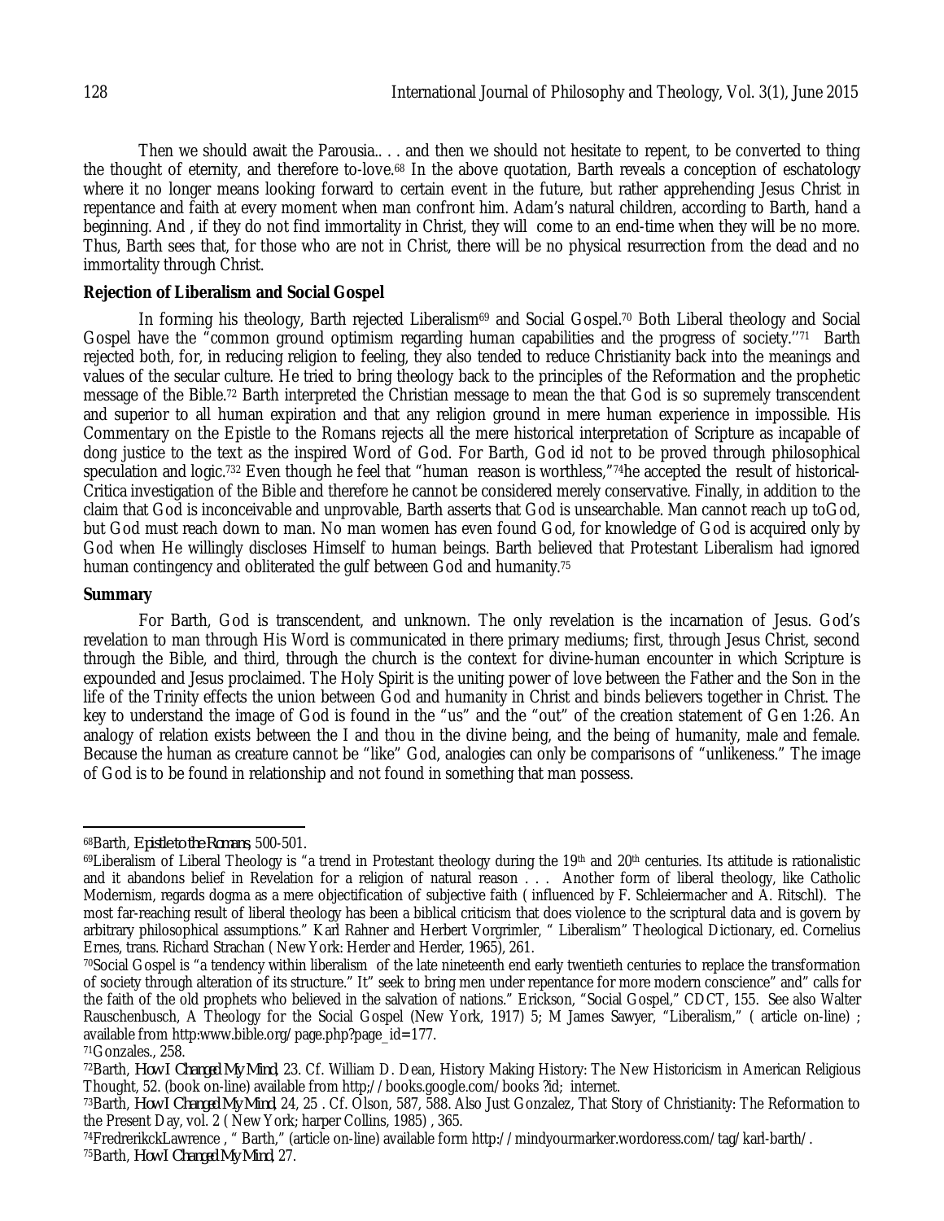Then we should await the Parousia.. . . and then we should not hesitate to repent, to be converted to thing the thought of eternity, and therefore to-love.[68] In the above quotation, Barth reveals a conception of eschatology where it no longer means looking forward to certain event in the future, but rather apprehending Jesus Christ in repentance and faith at every moment when man confront him. Adam's natural children, according to Barth, hand a beginning. And , if they do not find immortality in Christ, they will come to an end-time when they will be no more. Thus, Barth sees that, for those who are not in Christ, there will be no physical resurrection from the dead and no immortality through Christ.

**Rejection of Liberalism and Social Gospel**

In forming his theology, Barth rejected Liberalism[69] and Social Gospel.[70] Both Liberal theology and Social Gospel have the "common ground optimism regarding human capabilities and the progress of society.''[71] Barth rejected both, for, in reducing religion to feeling, they also tended to reduce Christianity back into the meanings and values of the secular culture. He tried to bring theology back to the principles of the Reformation and the prophetic message of the Bible.[72] Barth interpreted the Christian message to mean the that God is so supremely transcendent and superior to all human expiration and that any religion ground in mere human experience in impossible. His Commentary on the Epistle to the Romans rejects all the mere historical interpretation of Scripture as incapable of dong justice to the text as the inspired Word of God. For Barth, God id not to be proved through philosophical speculation and logic.[732] Even though he feel that "human reason is worthless,"[74]he accepted the result of historical-Critica investigation of the Bible and therefore he cannot be considered merely conservative. Finally, in addition to the claim that God is inconceivable and unprovable, Barth asserts that God is unsearchable. Man cannot reach up toGod, but God must reach down to man. No man women has even found God, for knowledge of God is acquired only by God when He willingly discloses Himself to human beings. Barth believed that Protestant Liberalism had ignored human contingency and obliterated the gulf between God and humanity.[75]

**Summary**

For Barth, God is transcendent, and unknown. The only revelation is the incarnation of Jesus. God's revelation to man through His Word is communicated in there primary mediums; first, through Jesus Christ, second through the Bible, and third, through the church is the context for divine-human encounter in which Scripture is expounded and Jesus proclaimed. The Holy Spirit is the uniting power of love between the Father and the Son in the life of the Trinity effects the union between God and humanity in Christ and binds believers together in Christ. The key to understand the image of God is found in the "us" and the "out" of the creation statement of Gen 1:26. An analogy of relation exists between the I and thou in the divine being, and the being of humanity, male and female. Because the human as creature cannot be "like" God, analogies can only be comparisons of "unlikeness." The image of God is to be found in relationship and not found in something that man possess.

---

[68]Barth, *Epistle to the Romans*, 500-501.

[69]Liberalism of Liberal Theology is "a trend in Protestant theology during the 19th and 20th centuries. Its attitude is rationalistic and it abandons belief in Revelation for a religion of natural reason . . . Another form of liberal theology, like Catholic Modernism, regards dogma as a mere objectification of subjective faith ( influenced by F. Schleiermacher and A. Ritschl). The most far-reaching result of liberal theology has been a biblical criticism that does violence to the scriptural data and is govern by arbitrary philosophical assumptions." Karl Rahner and Herbert Vorgrimler, " Liberalism" Theological Dictionary, ed. Cornelius Ernes, trans. Richard Strachan ( New York: Herder and Herder, 1965), 261.

[70]Social Gospel is "a tendency within liberalism of the late nineteenth end early twentieth centuries to replace the transformation of society through alteration of its structure." It" seek to bring men under repentance for more modern conscience" and" calls for the faith of the old prophets who believed in the salvation of nations." Erickson, "Social Gospel," CDCT, 155. See also Walter Rauschenbusch, A Theology for the Social Gospel (New York, 1917) 5; M James Sawyer, "Liberalism," ( article on-line) ; available from http:www.bible.org/page.php?page_id=177.

[71]Gonzales., 258.

[72]Barth, *How I Changed My Mind*, 23. Cf. William D. Dean, History Making History: The New Historicism in American Religious Thought, 52. (book on-line) available from http;//books.google.com/books ?id; internet.

[73]Barth, *How I Changed My Mind*, 24, 25 . Cf. Olson, 587, 588. Also Just Gonzalez, That Story of Christianity: The Reformation to the Present Day, vol. 2 ( New York; harper Collins, 1985) , 365.

[74]FredrerikckLawrence , " Barth," (article on-line) available form http://mindyourmarker.wordoress.com/tag/karl-barth/.

[75]Barth, *How I Changed My Mind*, 27.